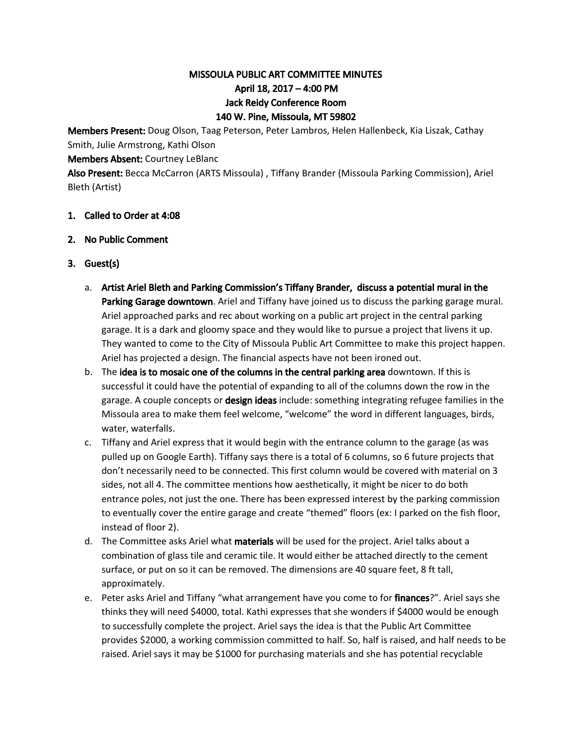# MISSOULA PUBLIC ART COMMITTEE MINUTES

**April 18, 2017 – 4:00 PM**
**Jack Reidy Conference Room**
**140 W. Pine, Missoula, MT 59802**

**Members Present:** Doug Olson, Taag Peterson, Peter Lambros, Helen Hallenbeck, Kia Liszak, Cathay Smith, Julie Armstrong, Kathi Olson

**Members Absent:** Courtney LeBlanc

**Also Present:** Becca McCarron (ARTS Missoula) , Tiffany Brander (Missoula Parking Commission), Ariel Bleth (Artist)

1. **Called to Order at 4:08**

2. **No Public Comment**

3. **Guest(s)**

   a. **Artist Ariel Bleth and Parking Commission's Tiffany Brander, discuss a potential mural in the Parking Garage downtown**. Ariel and Tiffany have joined us to discuss the parking garage mural. Ariel approached parks and rec about working on a public art project in the central parking garage. It is a dark and gloomy space and they would like to pursue a project that livens it up. They wanted to come to the City of Missoula Public Art Committee to make this project happen. Ariel has projected a design. The financial aspects have not been ironed out.

   b. The **idea is to mosaic one of the columns in the central parking area** downtown. If this is successful it could have the potential of expanding to all of the columns down the row in the garage. A couple concepts or **design ideas** include: something integrating refugee families in the Missoula area to make them feel welcome, "welcome" the word in different languages, birds, water, waterfalls.

   c. Tiffany and Ariel express that it would begin with the entrance column to the garage (as was pulled up on Google Earth). Tiffany says there is a total of 6 columns, so 6 future projects that don't necessarily need to be connected. This first column would be covered with material on 3 sides, not all 4. The committee mentions how aesthetically, it might be nicer to do both entrance poles, not just the one. There has been expressed interest by the parking commission to eventually cover the entire garage and create "themed" floors (ex: I parked on the fish floor, instead of floor 2).

   d. The Committee asks Ariel what **materials** will be used for the project. Ariel talks about a combination of glass tile and ceramic tile. It would either be attached directly to the cement surface, or put on so it can be removed. The dimensions are 40 square feet, 8 ft tall, approximately.

   e. Peter asks Ariel and Tiffany "what arrangement have you come to for **finances**?". Ariel says she thinks they will need $4000, total. Kathi expresses that she wonders if $4000 would be enough to successfully complete the project. Ariel says the idea is that the Public Art Committee provides $2000, a working commission committed to half. So, half is raised, and half needs to be raised. Ariel says it may be $1000 for purchasing materials and she has potential recyclable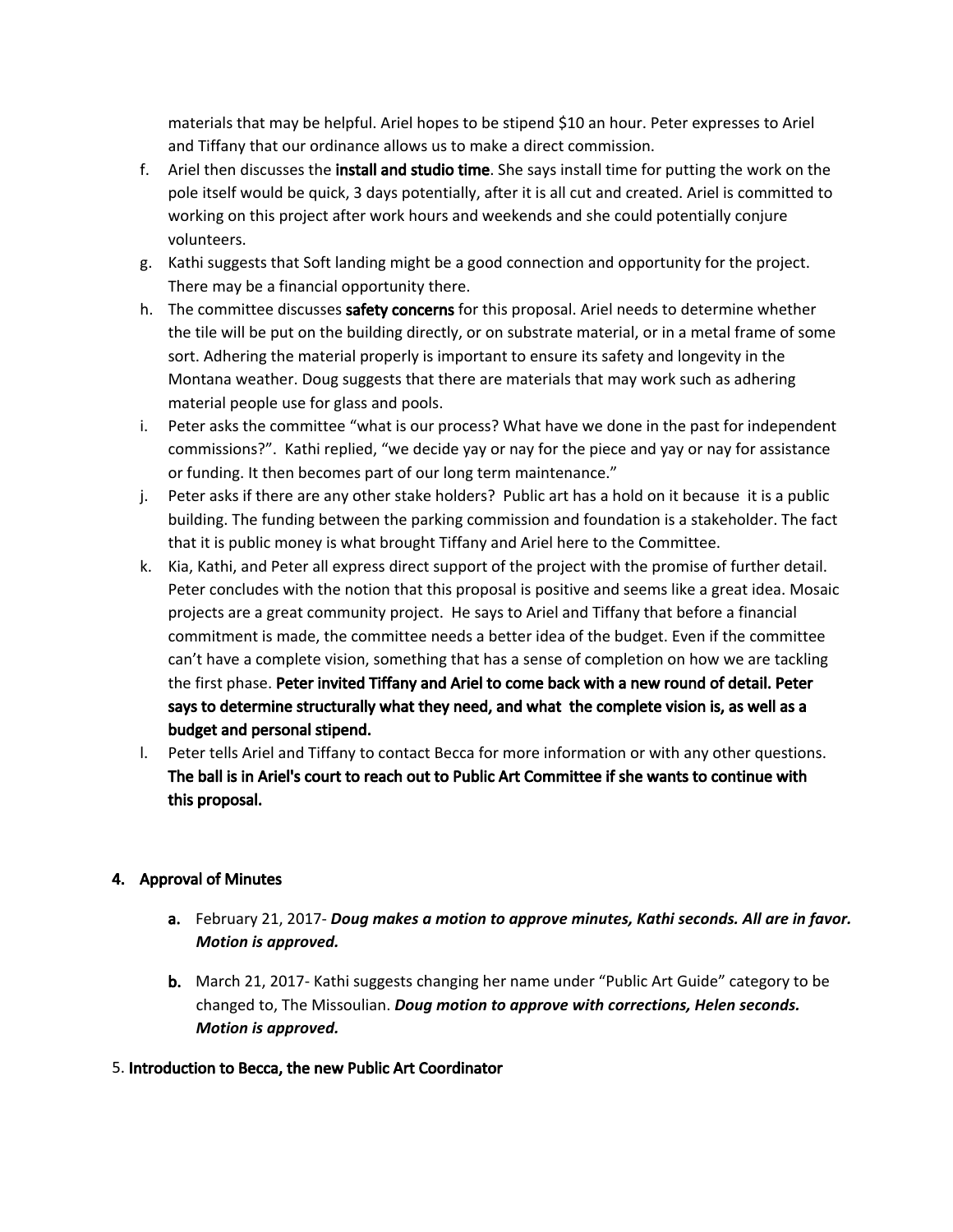materials that may be helpful. Ariel hopes to be stipend $10 an hour. Peter expresses to Ariel and Tiffany that our ordinance allows us to make a direct commission.

f. Ariel then discusses the **install and studio time**. She says install time for putting the work on the pole itself would be quick, 3 days potentially, after it is all cut and created. Ariel is committed to working on this project after work hours and weekends and she could potentially conjure volunteers.
g. Kathi suggests that Soft landing might be a good connection and opportunity for the project. There may be a financial opportunity there.
h. The committee discusses **safety concerns** for this proposal. Ariel needs to determine whether the tile will be put on the building directly, or on substrate material, or in a metal frame of some sort. Adhering the material properly is important to ensure its safety and longevity in the Montana weather. Doug suggests that there are materials that may work such as adhering material people use for glass and pools.
i. Peter asks the committee "what is our process? What have we done in the past for independent commissions?". Kathi replied, "we decide yay or nay for the piece and yay or nay for assistance or funding. It then becomes part of our long term maintenance."
j. Peter asks if there are any other stake holders? Public art has a hold on it because it is a public building. The funding between the parking commission and foundation is a stakeholder. The fact that it is public money is what brought Tiffany and Ariel here to the Committee.
k. Kia, Kathi, and Peter all express direct support of the project with the promise of further detail. Peter concludes with the notion that this proposal is positive and seems like a great idea. Mosaic projects are a great community project. He says to Ariel and Tiffany that before a financial commitment is made, the committee needs a better idea of the budget. Even if the committee can't have a complete vision, something that has a sense of completion on how we are tackling the first phase. **Peter invited Tiffany and Ariel to come back with a new round of detail. Peter says to determine structurally what they need, and what the complete vision is, as well as a budget and personal stipend.**
l. Peter tells Ariel and Tiffany to contact Becca for more information or with any other questions. **The ball is in Ariel's court to reach out to Public Art Committee if she wants to continue with this proposal.**

**4. Approval of Minutes**

a. February 21, 2017- ***Doug makes a motion to approve minutes, Kathi seconds. All are in favor. Motion is approved.***

b. March 21, 2017- Kathi suggests changing her name under "Public Art Guide" category to be changed to, The Missoulian. ***Doug motion to approve with corrections, Helen seconds. Motion is approved.***

5. **Introduction to Becca, the new Public Art Coordinator**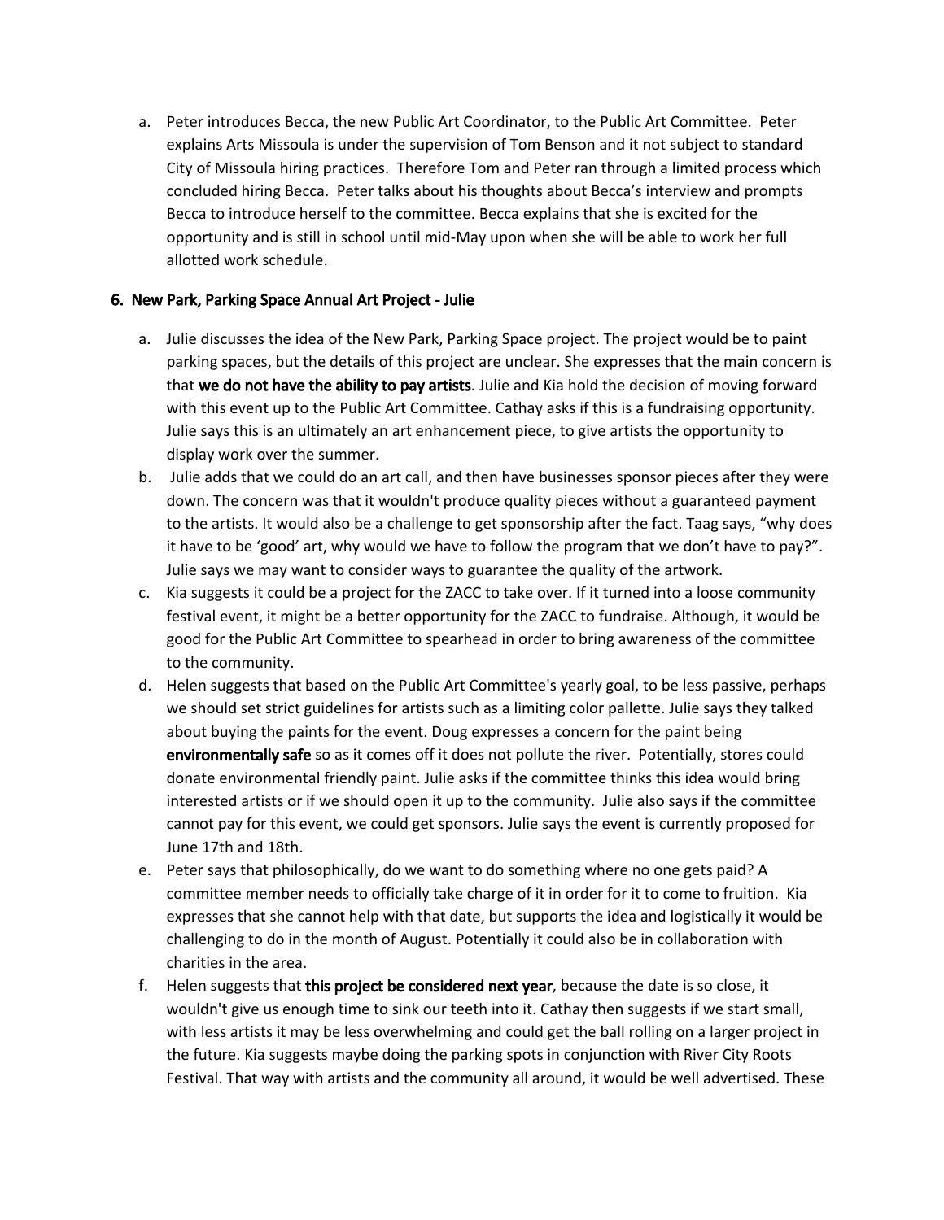a. Peter introduces Becca, the new Public Art Coordinator, to the Public Art Committee. Peter explains Arts Missoula is under the supervision of Tom Benson and it not subject to standard City of Missoula hiring practices. Therefore Tom and Peter ran through a limited process which concluded hiring Becca. Peter talks about his thoughts about Becca's interview and prompts Becca to introduce herself to the committee. Becca explains that she is excited for the opportunity and is still in school until mid-May upon when she will be able to work her full allotted work schedule.

### 6. New Park, Parking Space Annual Art Project - Julie

a. Julie discusses the idea of the New Park, Parking Space project. The project would be to paint parking spaces, but the details of this project are unclear. She expresses that the main concern is that **we do not have the ability to pay artists**. Julie and Kia hold the decision of moving forward with this event up to the Public Art Committee. Cathay asks if this is a fundraising opportunity. Julie says this is an ultimately an art enhancement piece, to give artists the opportunity to display work over the summer.

b. Julie adds that we could do an art call, and then have businesses sponsor pieces after they were down. The concern was that it wouldn't produce quality pieces without a guaranteed payment to the artists. It would also be a challenge to get sponsorship after the fact. Taag says, "why does it have to be 'good' art, why would we have to follow the program that we don't have to pay?". Julie says we may want to consider ways to guarantee the quality of the artwork.

c. Kia suggests it could be a project for the ZACC to take over. If it turned into a loose community festival event, it might be a better opportunity for the ZACC to fundraise. Although, it would be good for the Public Art Committee to spearhead in order to bring awareness of the committee to the community.

d. Helen suggests that based on the Public Art Committee's yearly goal, to be less passive, perhaps we should set strict guidelines for artists such as a limiting color pallette. Julie says they talked about buying the paints for the event. Doug expresses a concern for the paint being **environmentally safe** so as it comes off it does not pollute the river. Potentially, stores could donate environmental friendly paint. Julie asks if the committee thinks this idea would bring interested artists or if we should open it up to the community. Julie also says if the committee cannot pay for this event, we could get sponsors. Julie says the event is currently proposed for June 17th and 18th.

e. Peter says that philosophically, do we want to do something where no one gets paid? A committee member needs to officially take charge of it in order for it to come to fruition. Kia expresses that she cannot help with that date, but supports the idea and logistically it would be challenging to do in the month of August. Potentially it could also be in collaboration with charities in the area.

f. Helen suggests that **this project be considered next year**, because the date is so close, it wouldn't give us enough time to sink our teeth into it. Cathay then suggests if we start small, with less artists it may be less overwhelming and could get the ball rolling on a larger project in the future. Kia suggests maybe doing the parking spots in conjunction with River City Roots Festival. That way with artists and the community all around, it would be well advertised. These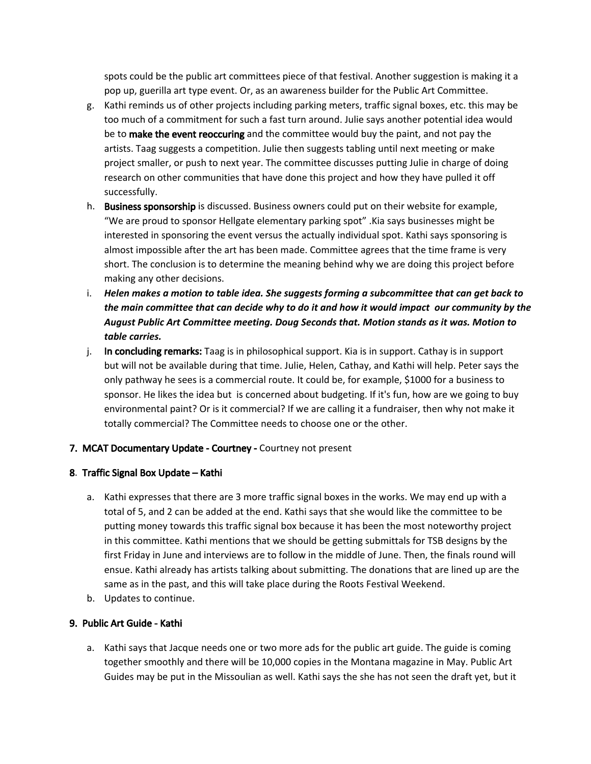spots could be the public art committees piece of that festival. Another suggestion is making it a pop up, guerilla art type event. Or, as an awareness builder for the Public Art Committee.

g. Kathi reminds us of other projects including parking meters, traffic signal boxes, etc. this may be too much of a commitment for such a fast turn around. Julie says another potential idea would be to **make the event reoccuring** and the committee would buy the paint, and not pay the artists. Taag suggests a competition. Julie then suggests tabling until next meeting or make project smaller, or push to next year. The committee discusses putting Julie in charge of doing research on other communities that have done this project and how they have pulled it off successfully.

h. **Business sponsorship** is discussed. Business owners could put on their website for example, “We are proud to sponsor Hellgate elementary parking spot” .Kia says businesses might be interested in sponsoring the event versus the actually individual spot. Kathi says sponsoring is almost impossible after the art has been made. Committee agrees that the time frame is very short. The conclusion is to determine the meaning behind why we are doing this project before making any other decisions.

i. ***Helen makes a motion to table idea. She suggests forming a subcommittee that can get back to the main committee that can decide why to do it and how it would impact our community by the August Public Art Committee meeting. Doug Seconds that. Motion stands as it was. Motion to table carries.***

j. **In concluding remarks:** Taag is in philosophical support. Kia is in support. Cathay is in support but will not be available during that time. Julie, Helen, Cathay, and Kathi will help. Peter says the only pathway he sees is a commercial route. It could be, for example, $1000 for a business to sponsor. He likes the idea but is concerned about budgeting. If it's fun, how are we going to buy environmental paint? Or is it commercial? If we are calling it a fundraiser, then why not make it totally commercial? The Committee needs to choose one or the other.

**7. MCAT Documentary Update - Courtney -** Courtney not present

**8. Traffic Signal Box Update – Kathi**

a. Kathi expresses that there are 3 more traffic signal boxes in the works. We may end up with a total of 5, and 2 can be added at the end. Kathi says that she would like the committee to be putting money towards this traffic signal box because it has been the most noteworthy project in this committee. Kathi mentions that we should be getting submittals for TSB designs by the first Friday in June and interviews are to follow in the middle of June. Then, the finals round will ensue. Kathi already has artists talking about submitting. The donations that are lined up are the same as in the past, and this will take place during the Roots Festival Weekend.

b. Updates to continue.

**9. Public Art Guide - Kathi**

a. Kathi says that Jacque needs one or two more ads for the public art guide. The guide is coming together smoothly and there will be 10,000 copies in the Montana magazine in May. Public Art Guides may be put in the Missoulian as well. Kathi says the she has not seen the draft yet, but it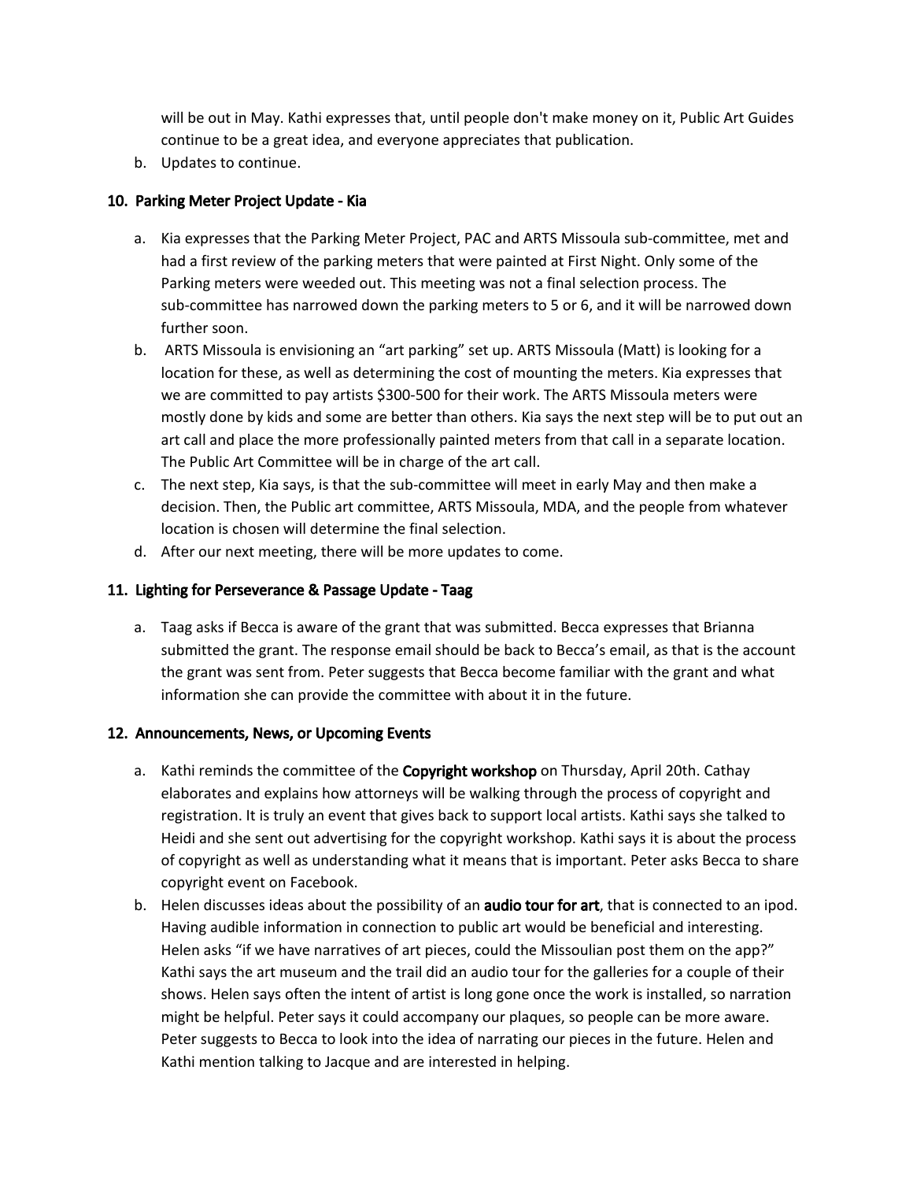will be out in May. Kathi expresses that, until people don't make money on it, Public Art Guides continue to be a great idea, and everyone appreciates that publication.

b. Updates to continue.

**10. Parking Meter Project Update - Kia**

a. Kia expresses that the Parking Meter Project, PAC and ARTS Missoula sub-committee, met and had a first review of the parking meters that were painted at First Night. Only some of the Parking meters were weeded out. This meeting was not a final selection process. The sub-committee has narrowed down the parking meters to 5 or 6, and it will be narrowed down further soon.

b. ARTS Missoula is envisioning an "art parking" set up. ARTS Missoula (Matt) is looking for a location for these, as well as determining the cost of mounting the meters. Kia expresses that we are committed to pay artists $300-500 for their work. The ARTS Missoula meters were mostly done by kids and some are better than others. Kia says the next step will be to put out an art call and place the more professionally painted meters from that call in a separate location. The Public Art Committee will be in charge of the art call.

c. The next step, Kia says, is that the sub-committee will meet in early May and then make a decision. Then, the Public art committee, ARTS Missoula, MDA, and the people from whatever location is chosen will determine the final selection.

d. After our next meeting, there will be more updates to come.

**11. Lighting for Perseverance & Passage Update - Taag**

a. Taag asks if Becca is aware of the grant that was submitted. Becca expresses that Brianna submitted the grant. The response email should be back to Becca's email, as that is the account the grant was sent from. Peter suggests that Becca become familiar with the grant and what information she can provide the committee with about it in the future.

**12. Announcements, News, or Upcoming Events**

a. Kathi reminds the committee of the **Copyright workshop** on Thursday, April 20th. Cathay elaborates and explains how attorneys will be walking through the process of copyright and registration. It is truly an event that gives back to support local artists. Kathi says she talked to Heidi and she sent out advertising for the copyright workshop. Kathi says it is about the process of copyright as well as understanding what it means that is important. Peter asks Becca to share copyright event on Facebook.

b. Helen discusses ideas about the possibility of an **audio tour for art**, that is connected to an ipod. Having audible information in connection to public art would be beneficial and interesting. Helen asks "if we have narratives of art pieces, could the Missoulian post them on the app?" Kathi says the art museum and the trail did an audio tour for the galleries for a couple of their shows. Helen says often the intent of artist is long gone once the work is installed, so narration might be helpful. Peter says it could accompany our plaques, so people can be more aware. Peter suggests to Becca to look into the idea of narrating our pieces in the future. Helen and Kathi mention talking to Jacque and are interested in helping.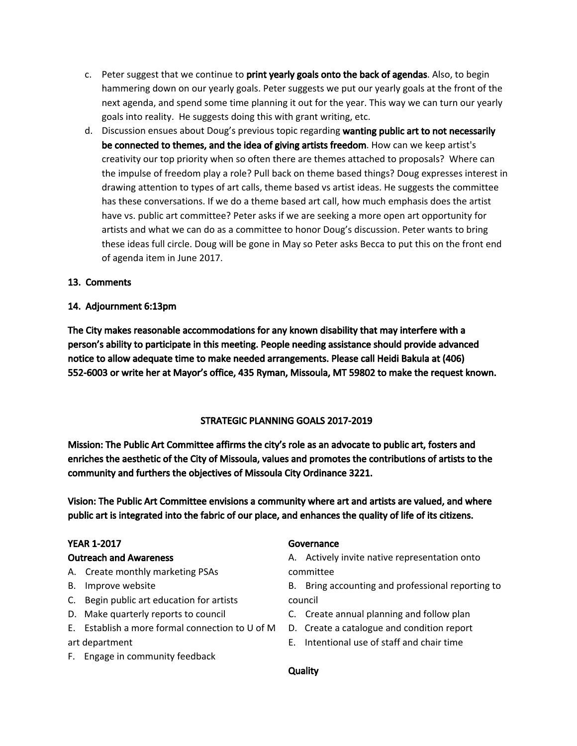c. Peter suggest that we continue to **print yearly goals onto the back of agendas**. Also, to begin hammering down on our yearly goals. Peter suggests we put our yearly goals at the front of the next agenda, and spend some time planning it out for the year. This way we can turn our yearly goals into reality. He suggests doing this with grant writing, etc.

d. Discussion ensues about Doug's previous topic regarding **wanting public art to not necessarily be connected to themes, and the idea of giving artists freedom**. How can we keep artist's creativity our top priority when so often there are themes attached to proposals? Where can the impulse of freedom play a role? Pull back on theme based things? Doug expresses interest in drawing attention to types of art calls, theme based vs artist ideas. He suggests the committee has these conversations. If we do a theme based art call, how much emphasis does the artist have vs. public art committee? Peter asks if we are seeking a more open art opportunity for artists and what we can do as a committee to honor Doug's discussion. Peter wants to bring these ideas full circle. Doug will be gone in May so Peter asks Becca to put this on the front end of agenda item in June 2017.

**13. Comments**

**14. Adjournment 6:13pm**

**The City makes reasonable accommodations for any known disability that may interfere with a person's ability to participate in this meeting. People needing assistance should provide advanced notice to allow adequate time to make needed arrangements. Please call Heidi Bakula at (406) 552-6003 or write her at Mayor's office, 435 Ryman, Missoula, MT 59802 to make the request known.**

## STRATEGIC PLANNING GOALS 2017-2019

**Mission: The Public Art Committee affirms the city's role as an advocate to public art, fosters and enriches the aesthetic of the City of Missoula, values and promotes the contributions of artists to the community and furthers the objectives of Missoula City Ordinance 3221.**

**Vision: The Public Art Committee envisions a community where art and artists are valued, and where public art is integrated into the fabric of our place, and enhances the quality of life of its citizens.**

### YEAR 1-2017

**Outreach and Awareness**

A. Create monthly marketing PSAs
B. Improve website
C. Begin public art education for artists
D. Make quarterly reports to council
E. Establish a more formal connection to U of M art department
F. Engage in community feedback

**Governance**

A. Actively invite native representation onto committee
B. Bring accounting and professional reporting to council
C. Create annual planning and follow plan
D. Create a catalogue and condition report
E. Intentional use of staff and chair time

**Quality**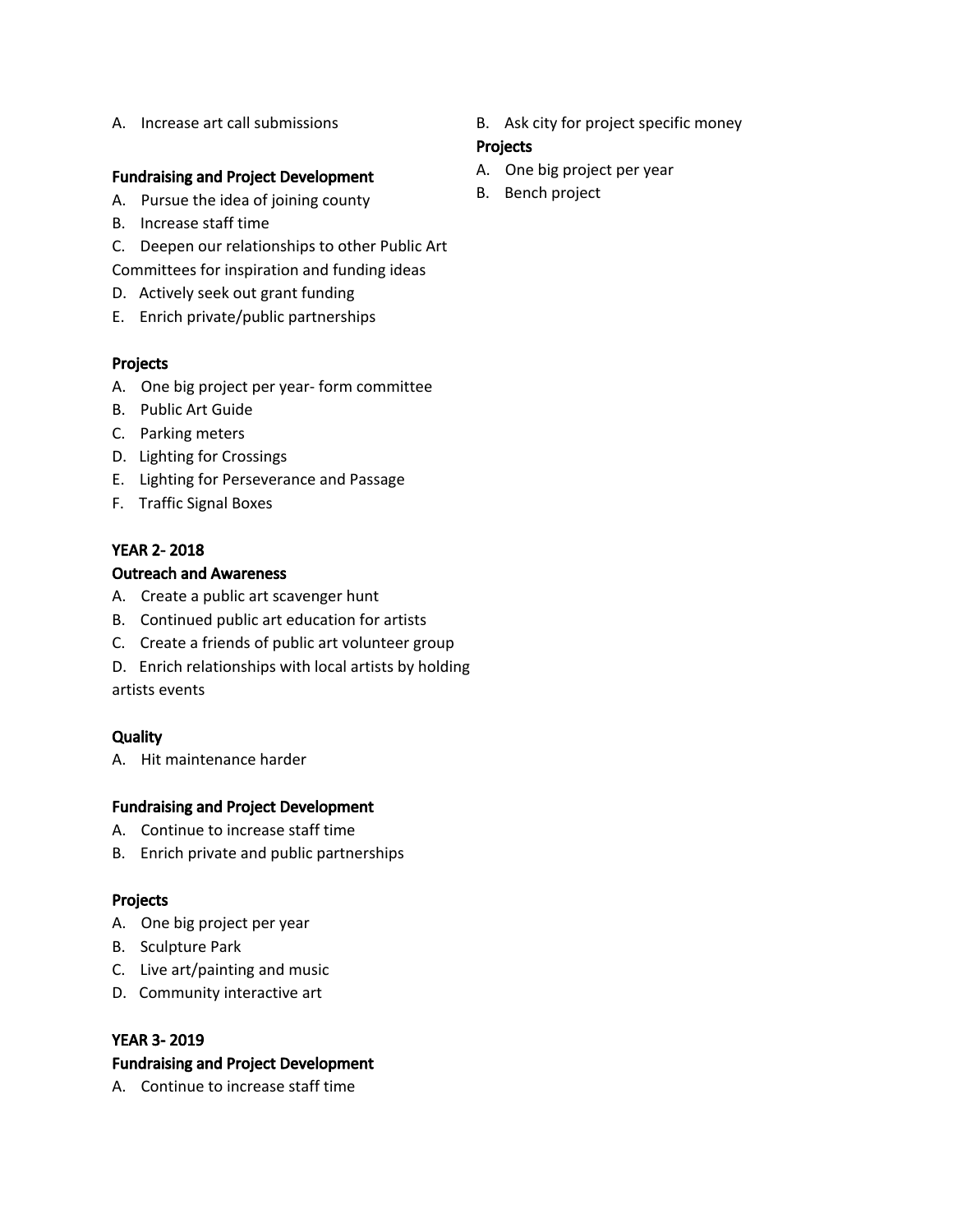A. Increase art call submissions

### Fundraising and Project Development

A. Pursue the idea of joining county
B. Increase staff time
C. Deepen our relationships to other Public Art Committees for inspiration and funding ideas
D. Actively seek out grant funding
E. Enrich private/public partnerships

### Projects

A. One big project per year- form committee
B. Public Art Guide
C. Parking meters
D. Lighting for Crossings
E. Lighting for Perseverance and Passage
F. Traffic Signal Boxes

## YEAR 2- 2018

### Outreach and Awareness

A. Create a public art scavenger hunt
B. Continued public art education for artists
C. Create a friends of public art volunteer group
D. Enrich relationships with local artists by holding artists events

### Quality

A. Hit maintenance harder

### Fundraising and Project Development

A. Continue to increase staff time
B. Enrich private and public partnerships

### Projects

A. One big project per year
B. Sculpture Park
C. Live art/painting and music
D. Community interactive art

## YEAR 3- 2019

### Fundraising and Project Development

A. Continue to increase staff time
B. Ask city for project specific money

### Projects

A. One big project per year
B. Bench project